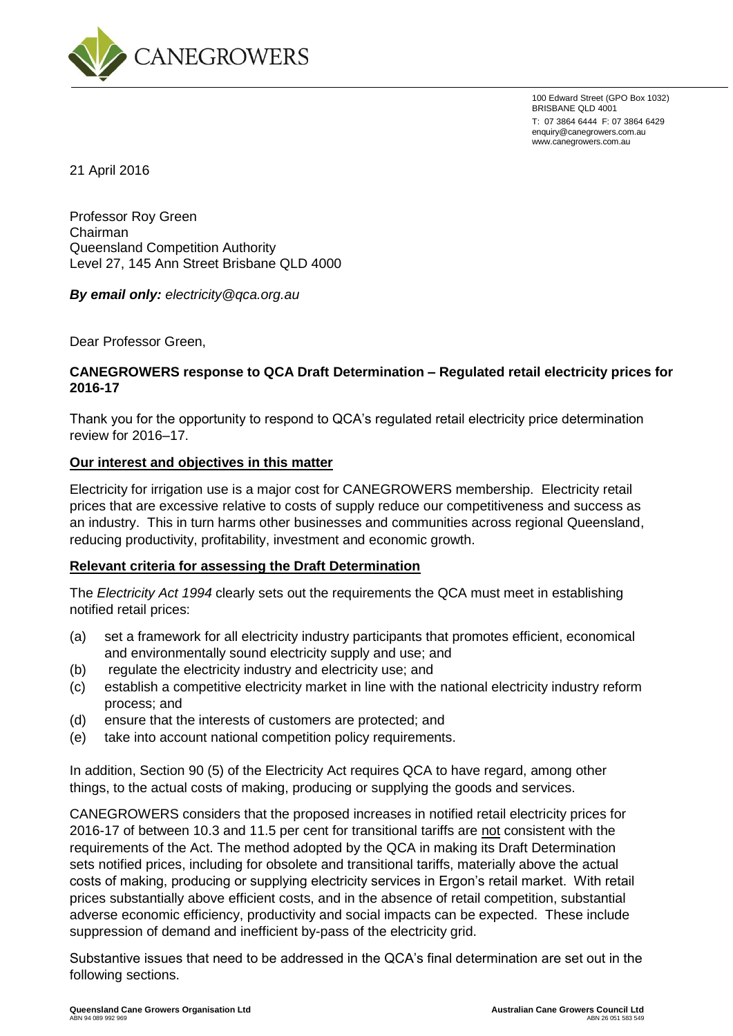CANEGROWERS

100 Edward Street (GPO Box 1032)
BRISBANE QLD 4001
T: 07 3864 6444 F: 07 3864 6429
enquiry@canegrowers.com.au
www.canegrowers.com.au

21 April 2016

Professor Roy Green
Chairman
Queensland Competition Authority
Level 27, 145 Ann Street Brisbane QLD 4000

***By email only:*** *electricity@qca.org.au*

Dear Professor Green,

**CANEGROWERS response to QCA Draft Determination – Regulated retail electricity prices for 2016-17**

Thank you for the opportunity to respond to QCA's regulated retail electricity price determination review for 2016–17.

**Our interest and objectives in this matter**

Electricity for irrigation use is a major cost for CANEGROWERS membership. Electricity retail prices that are excessive relative to costs of supply reduce our competitiveness and success as an industry. This in turn harms other businesses and communities across regional Queensland, reducing productivity, profitability, investment and economic growth.

**Relevant criteria for assessing the Draft Determination**

The *Electricity Act 1994* clearly sets out the requirements the QCA must meet in establishing notified retail prices:

(a) set a framework for all electricity industry participants that promotes efficient, economical and environmentally sound electricity supply and use; and
(b) regulate the electricity industry and electricity use; and
(c) establish a competitive electricity market in line with the national electricity industry reform process; and
(d) ensure that the interests of customers are protected; and
(e) take into account national competition policy requirements.

In addition, Section 90 (5) of the Electricity Act requires QCA to have regard, among other things, to the actual costs of making, producing or supplying the goods and services.

CANEGROWERS considers that the proposed increases in notified retail electricity prices for 2016-17 of between 10.3 and 11.5 per cent for transitional tariffs are not consistent with the requirements of the Act. The method adopted by the QCA in making its Draft Determination sets notified prices, including for obsolete and transitional tariffs, materially above the actual costs of making, producing or supplying electricity services in Ergon's retail market. With retail prices substantially above efficient costs, and in the absence of retail competition, substantial adverse economic efficiency, productivity and social impacts can be expected. These include suppression of demand and inefficient by-pass of the electricity grid.

Substantive issues that need to be addressed in the QCA's final determination are set out in the following sections.

**Queensland Cane Growers Organisation Ltd**
ABN 94 089 992 969

**Australian Cane Growers Council Ltd**
ABN 26 051 583 549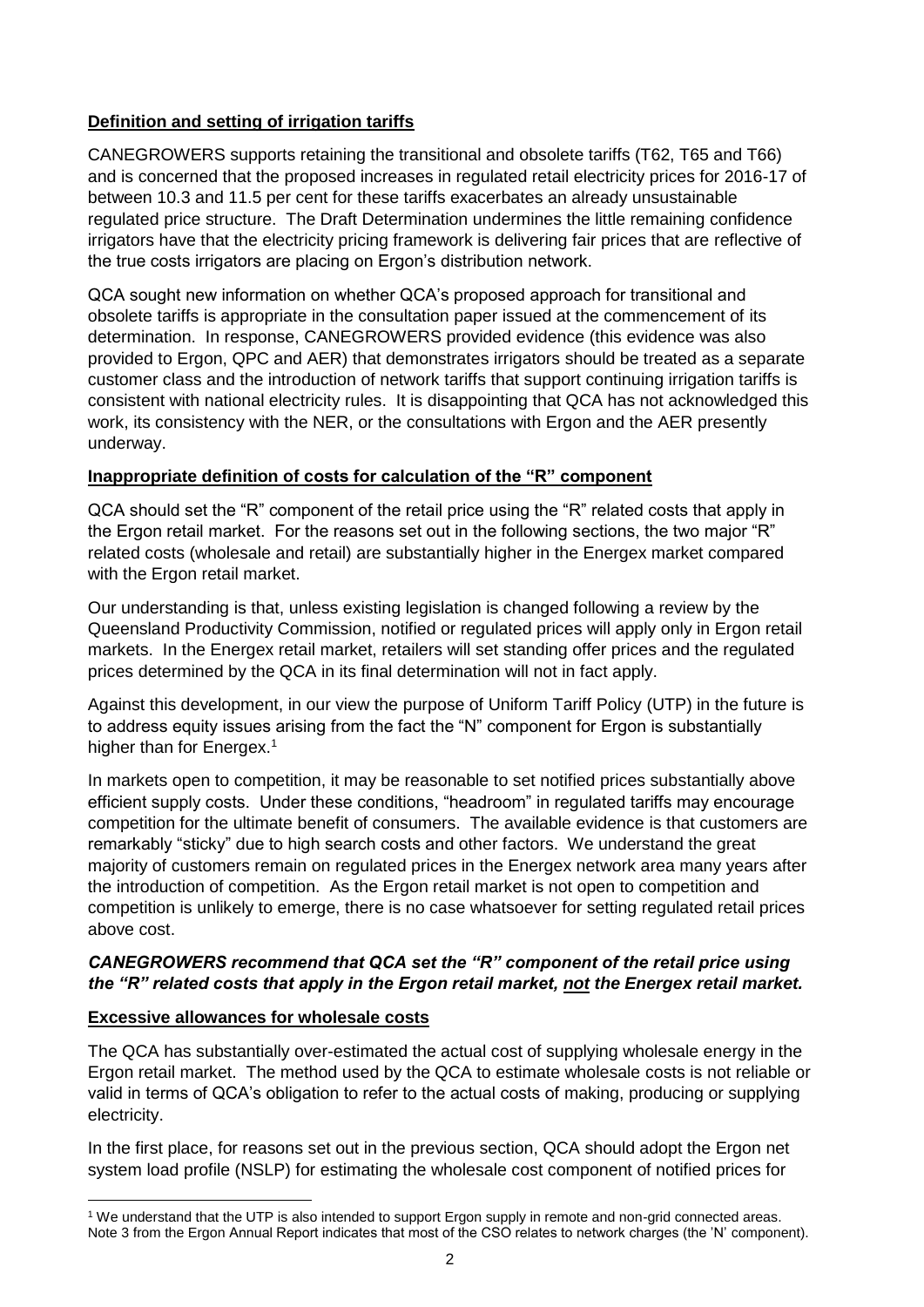**Definition and setting of irrigation tariffs**

CANEGROWERS supports retaining the transitional and obsolete tariffs (T62, T65 and T66) and is concerned that the proposed increases in regulated retail electricity prices for 2016-17 of between 10.3 and 11.5 per cent for these tariffs exacerbates an already unsustainable regulated price structure. The Draft Determination undermines the little remaining confidence irrigators have that the electricity pricing framework is delivering fair prices that are reflective of the true costs irrigators are placing on Ergon's distribution network.

QCA sought new information on whether QCA's proposed approach for transitional and obsolete tariffs is appropriate in the consultation paper issued at the commencement of its determination. In response, CANEGROWERS provided evidence (this evidence was also provided to Ergon, QPC and AER) that demonstrates irrigators should be treated as a separate customer class and the introduction of network tariffs that support continuing irrigation tariffs is consistent with national electricity rules. It is disappointing that QCA has not acknowledged this work, its consistency with the NER, or the consultations with Ergon and the AER presently underway.

**Inappropriate definition of costs for calculation of the "R" component**

QCA should set the "R" component of the retail price using the "R" related costs that apply in the Ergon retail market. For the reasons set out in the following sections, the two major "R" related costs (wholesale and retail) are substantially higher in the Energex market compared with the Ergon retail market.

Our understanding is that, unless existing legislation is changed following a review by the Queensland Productivity Commission, notified or regulated prices will apply only in Ergon retail markets. In the Energex retail market, retailers will set standing offer prices and the regulated prices determined by the QCA in its final determination will not in fact apply.

Against this development, in our view the purpose of Uniform Tariff Policy (UTP) in the future is to address equity issues arising from the fact the "N" component for Ergon is substantially higher than for Energex.[1]

In markets open to competition, it may be reasonable to set notified prices substantially above efficient supply costs. Under these conditions, "headroom" in regulated tariffs may encourage competition for the ultimate benefit of consumers. The available evidence is that customers are remarkably "sticky" due to high search costs and other factors. We understand the great majority of customers remain on regulated prices in the Energex network area many years after the introduction of competition. As the Ergon retail market is not open to competition and competition is unlikely to emerge, there is no case whatsoever for setting regulated retail prices above cost.

***CANEGROWERS recommend that QCA set the "R" component of the retail price using the "R" related costs that apply in the Ergon retail market, not the Energex retail market.***

**Excessive allowances for wholesale costs**

The QCA has substantially over-estimated the actual cost of supplying wholesale energy in the Ergon retail market. The method used by the QCA to estimate wholesale costs is not reliable or valid in terms of QCA's obligation to refer to the actual costs of making, producing or supplying electricity.

In the first place, for reasons set out in the previous section, QCA should adopt the Ergon net system load profile (NSLP) for estimating the wholesale cost component of notified prices for

[1] We understand that the UTP is also intended to support Ergon supply in remote and non-grid connected areas. Note 3 from the Ergon Annual Report indicates that most of the CSO relates to network charges (the 'N' component).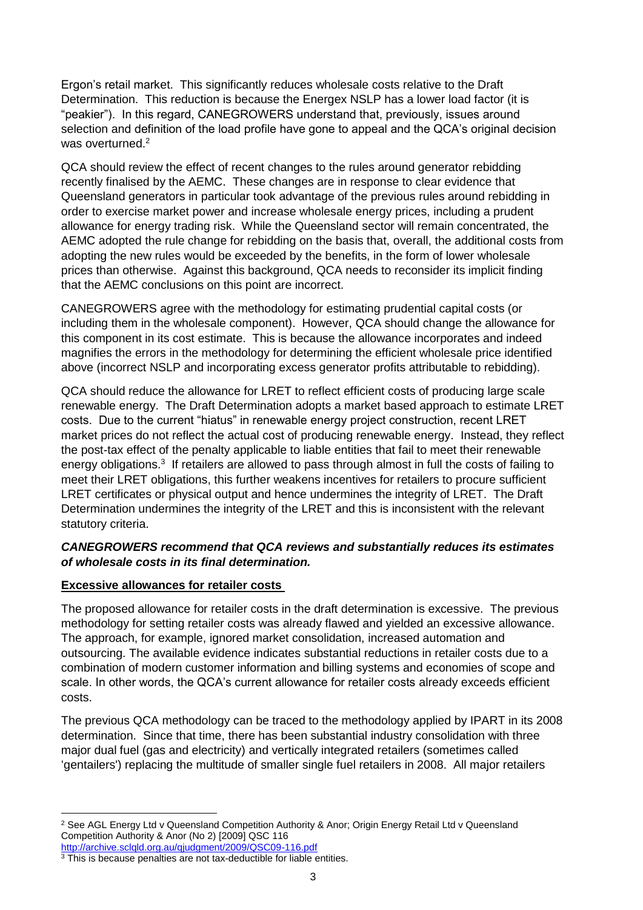Ergon's retail market. This significantly reduces wholesale costs relative to the Draft Determination. This reduction is because the Energex NSLP has a lower load factor (it is "peakier"). In this regard, CANEGROWERS understand that, previously, issues around selection and definition of the load profile have gone to appeal and the QCA's original decision was overturned.[2]

QCA should review the effect of recent changes to the rules around generator rebidding recently finalised by the AEMC. These changes are in response to clear evidence that Queensland generators in particular took advantage of the previous rules around rebidding in order to exercise market power and increase wholesale energy prices, including a prudent allowance for energy trading risk. While the Queensland sector will remain concentrated, the AEMC adopted the rule change for rebidding on the basis that, overall, the additional costs from adopting the new rules would be exceeded by the benefits, in the form of lower wholesale prices than otherwise. Against this background, QCA needs to reconsider its implicit finding that the AEMC conclusions on this point are incorrect.

CANEGROWERS agree with the methodology for estimating prudential capital costs (or including them in the wholesale component). However, QCA should change the allowance for this component in its cost estimate. This is because the allowance incorporates and indeed magnifies the errors in the methodology for determining the efficient wholesale price identified above (incorrect NSLP and incorporating excess generator profits attributable to rebidding).

QCA should reduce the allowance for LRET to reflect efficient costs of producing large scale renewable energy. The Draft Determination adopts a market based approach to estimate LRET costs. Due to the current "hiatus" in renewable energy project construction, recent LRET market prices do not reflect the actual cost of producing renewable energy. Instead, they reflect the post-tax effect of the penalty applicable to liable entities that fail to meet their renewable energy obligations.[3] If retailers are allowed to pass through almost in full the costs of failing to meet their LRET obligations, this further weakens incentives for retailers to procure sufficient LRET certificates or physical output and hence undermines the integrity of LRET. The Draft Determination undermines the integrity of the LRET and this is inconsistent with the relevant statutory criteria.

***CANEGROWERS recommend that QCA reviews and substantially reduces its estimates of wholesale costs in its final determination.***

**Excessive allowances for retailer costs**

The proposed allowance for retailer costs in the draft determination is excessive. The previous methodology for setting retailer costs was already flawed and yielded an excessive allowance. The approach, for example, ignored market consolidation, increased automation and outsourcing. The available evidence indicates substantial reductions in retailer costs due to a combination of modern customer information and billing systems and economies of scope and scale. In other words, the QCA's current allowance for retailer costs already exceeds efficient costs.

The previous QCA methodology can be traced to the methodology applied by IPART in its 2008 determination. Since that time, there has been substantial industry consolidation with three major dual fuel (gas and electricity) and vertically integrated retailers (sometimes called 'gentailers') replacing the multitude of smaller single fuel retailers in 2008. All major retailers

---

[2] See AGL Energy Ltd v Queensland Competition Authority & Anor; Origin Energy Retail Ltd v Queensland Competition Authority & Anor (No 2) [2009] QSC 116 http://archive.sclqld.org.au/qjudgment/2009/QSC09-116.pdf

[3] This is because penalties are not tax-deductible for liable entities.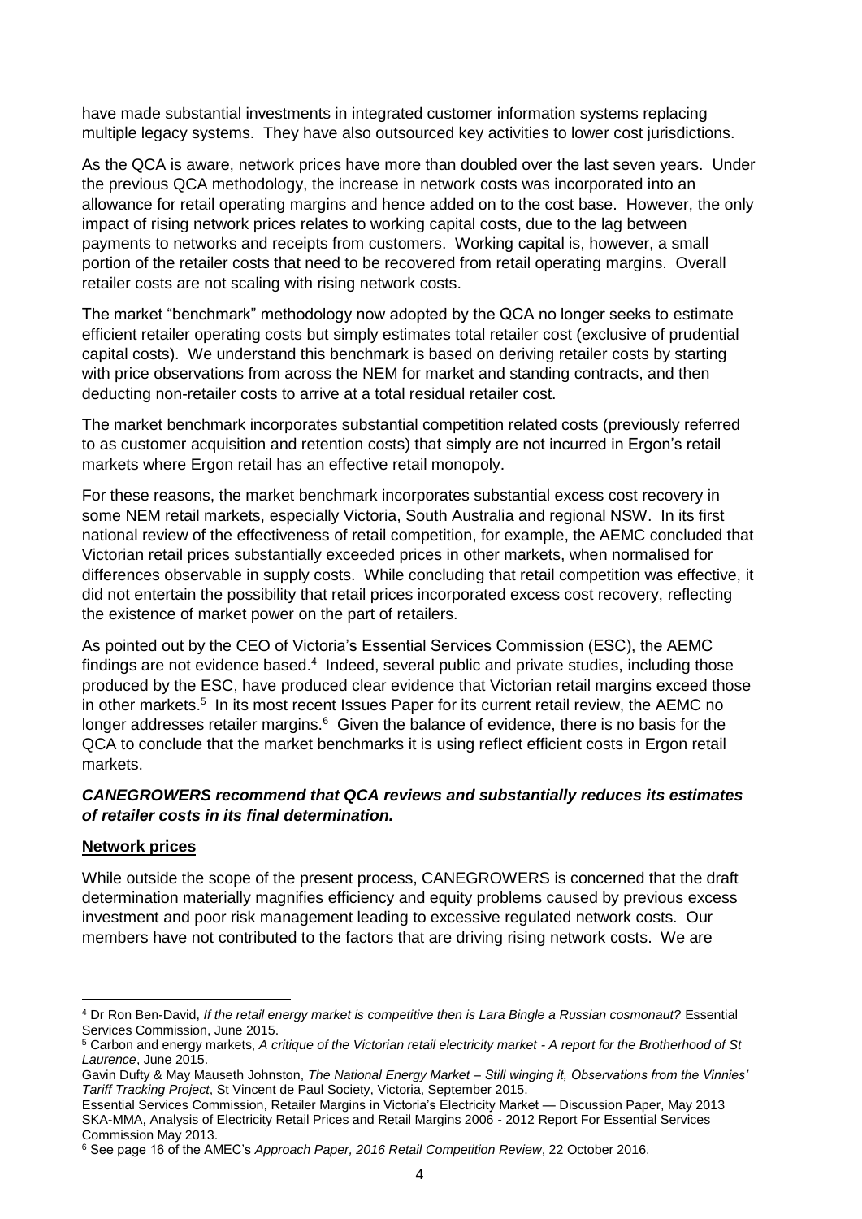have made substantial investments in integrated customer information systems replacing multiple legacy systems. They have also outsourced key activities to lower cost jurisdictions.

As the QCA is aware, network prices have more than doubled over the last seven years. Under the previous QCA methodology, the increase in network costs was incorporated into an allowance for retail operating margins and hence added on to the cost base. However, the only impact of rising network prices relates to working capital costs, due to the lag between payments to networks and receipts from customers. Working capital is, however, a small portion of the retailer costs that need to be recovered from retail operating margins. Overall retailer costs are not scaling with rising network costs.

The market "benchmark" methodology now adopted by the QCA no longer seeks to estimate efficient retailer operating costs but simply estimates total retailer cost (exclusive of prudential capital costs). We understand this benchmark is based on deriving retailer costs by starting with price observations from across the NEM for market and standing contracts, and then deducting non-retailer costs to arrive at a total residual retailer cost.

The market benchmark incorporates substantial competition related costs (previously referred to as customer acquisition and retention costs) that simply are not incurred in Ergon's retail markets where Ergon retail has an effective retail monopoly.

For these reasons, the market benchmark incorporates substantial excess cost recovery in some NEM retail markets, especially Victoria, South Australia and regional NSW. In its first national review of the effectiveness of retail competition, for example, the AEMC concluded that Victorian retail prices substantially exceeded prices in other markets, when normalised for differences observable in supply costs. While concluding that retail competition was effective, it did not entertain the possibility that retail prices incorporated excess cost recovery, reflecting the existence of market power on the part of retailers.

As pointed out by the CEO of Victoria's Essential Services Commission (ESC), the AEMC findings are not evidence based.[4] Indeed, several public and private studies, including those produced by the ESC, have produced clear evidence that Victorian retail margins exceed those in other markets.[5] In its most recent Issues Paper for its current retail review, the AEMC no longer addresses retailer margins.[6] Given the balance of evidence, there is no basis for the QCA to conclude that the market benchmarks it is using reflect efficient costs in Ergon retail markets.

***CANEGROWERS recommend that QCA reviews and substantially reduces its estimates of retailer costs in its final determination.***

**Network prices**

While outside the scope of the present process, CANEGROWERS is concerned that the draft determination materially magnifies efficiency and equity problems caused by previous excess investment and poor risk management leading to excessive regulated network costs. Our members have not contributed to the factors that are driving rising network costs. We are

---

[4] Dr Ron Ben-David, *If the retail energy market is competitive then is Lara Bingle a Russian cosmonaut?* Essential Services Commission, June 2015.

[5] Carbon and energy markets, *A critique of the Victorian retail electricity market - A report for the Brotherhood of St Laurence*, June 2015.

Gavin Dufty & May Mauseth Johnston, *The National Energy Market – Still winging it, Observations from the Vinnies' Tariff Tracking Project*, St Vincent de Paul Society, Victoria, September 2015.

Essential Services Commission, Retailer Margins in Victoria's Electricity Market — Discussion Paper, May 2013
SKA-MMA, Analysis of Electricity Retail Prices and Retail Margins 2006 - 2012 Report For Essential Services Commission May 2013.

[6] See page 16 of the AMEC's *Approach Paper, 2016 Retail Competition Review*, 22 October 2016.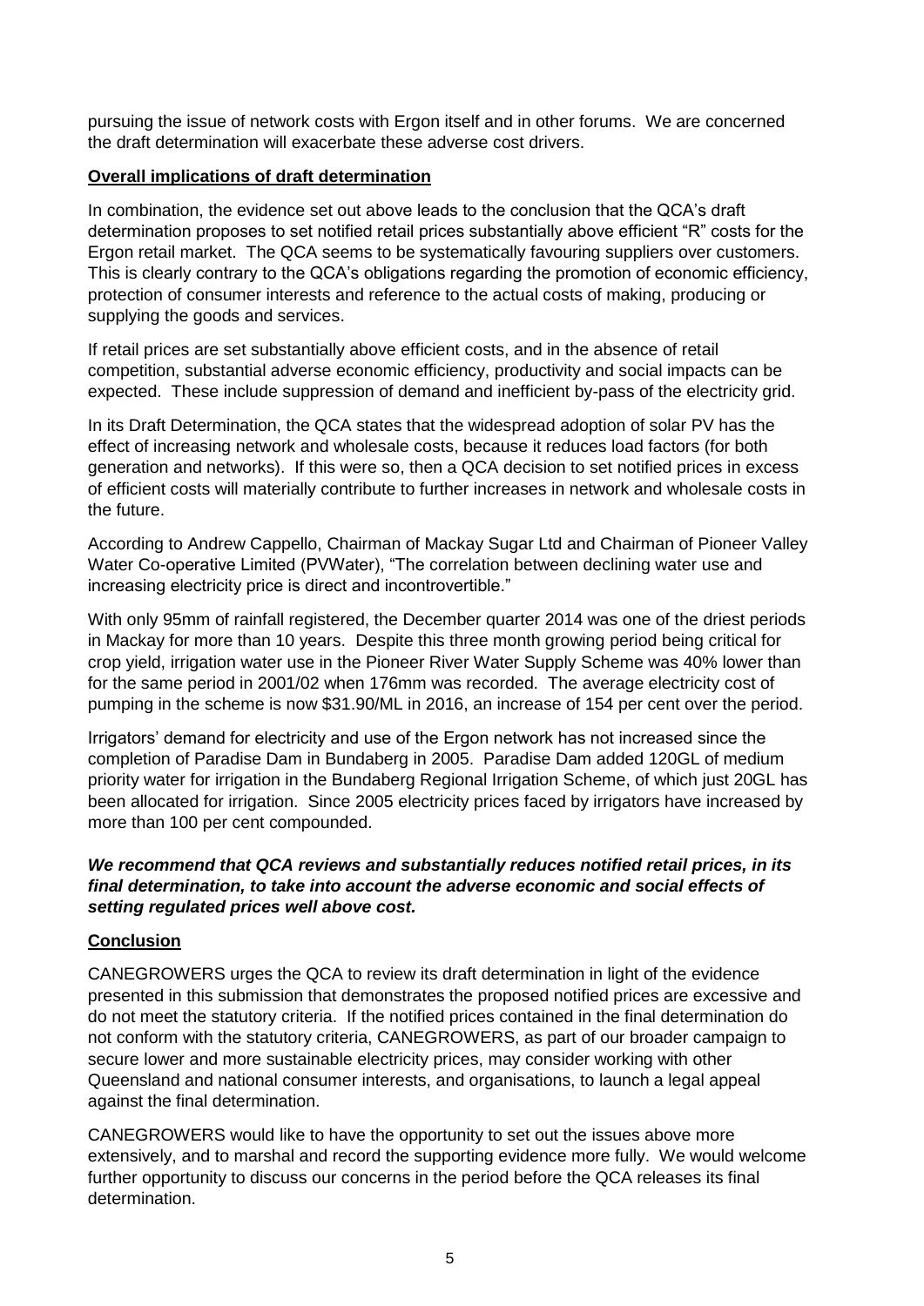pursuing the issue of network costs with Ergon itself and in other forums. We are concerned the draft determination will exacerbate these adverse cost drivers.

**Overall implications of draft determination**

In combination, the evidence set out above leads to the conclusion that the QCA's draft determination proposes to set notified retail prices substantially above efficient "R" costs for the Ergon retail market. The QCA seems to be systematically favouring suppliers over customers. This is clearly contrary to the QCA's obligations regarding the promotion of economic efficiency, protection of consumer interests and reference to the actual costs of making, producing or supplying the goods and services.

If retail prices are set substantially above efficient costs, and in the absence of retail competition, substantial adverse economic efficiency, productivity and social impacts can be expected. These include suppression of demand and inefficient by-pass of the electricity grid.

In its Draft Determination, the QCA states that the widespread adoption of solar PV has the effect of increasing network and wholesale costs, because it reduces load factors (for both generation and networks). If this were so, then a QCA decision to set notified prices in excess of efficient costs will materially contribute to further increases in network and wholesale costs in the future.

According to Andrew Cappello, Chairman of Mackay Sugar Ltd and Chairman of Pioneer Valley Water Co-operative Limited (PVWater), "The correlation between declining water use and increasing electricity price is direct and incontrovertible."

With only 95mm of rainfall registered, the December quarter 2014 was one of the driest periods in Mackay for more than 10 years. Despite this three month growing period being critical for crop yield, irrigation water use in the Pioneer River Water Supply Scheme was 40% lower than for the same period in 2001/02 when 176mm was recorded. The average electricity cost of pumping in the scheme is now $31.90/ML in 2016, an increase of 154 per cent over the period.

Irrigators' demand for electricity and use of the Ergon network has not increased since the completion of Paradise Dam in Bundaberg in 2005. Paradise Dam added 120GL of medium priority water for irrigation in the Bundaberg Regional Irrigation Scheme, of which just 20GL has been allocated for irrigation. Since 2005 electricity prices faced by irrigators have increased by more than 100 per cent compounded.

***We recommend that QCA reviews and substantially reduces notified retail prices, in its final determination, to take into account the adverse economic and social effects of setting regulated prices well above cost.***

**Conclusion**

CANEGROWERS urges the QCA to review its draft determination in light of the evidence presented in this submission that demonstrates the proposed notified prices are excessive and do not meet the statutory criteria. If the notified prices contained in the final determination do not conform with the statutory criteria, CANEGROWERS, as part of our broader campaign to secure lower and more sustainable electricity prices, may consider working with other Queensland and national consumer interests, and organisations, to launch a legal appeal against the final determination.

CANEGROWERS would like to have the opportunity to set out the issues above more extensively, and to marshal and record the supporting evidence more fully. We would welcome further opportunity to discuss our concerns in the period before the QCA releases its final determination.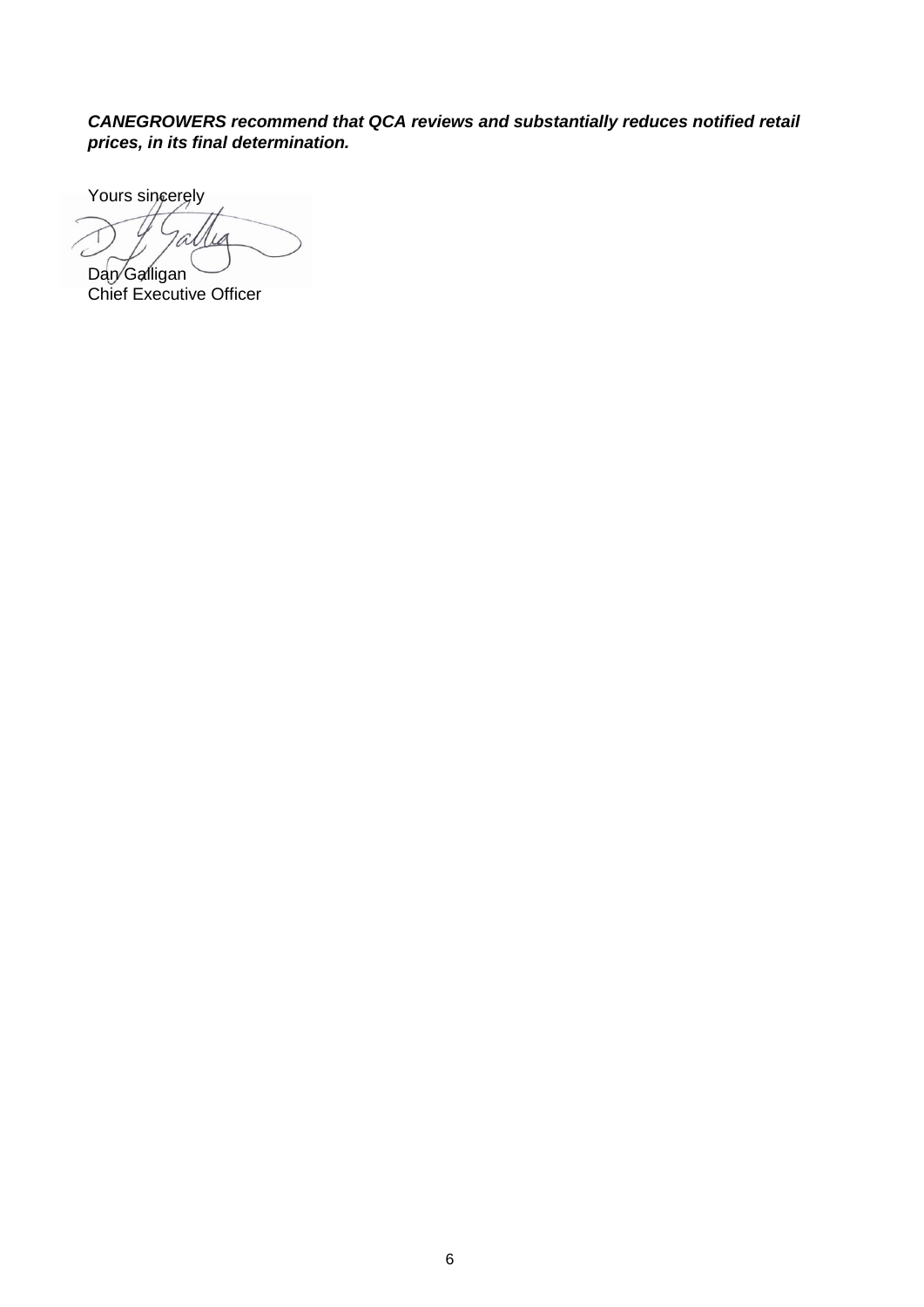***CANEGROWERS recommend that QCA reviews and substantially reduces notified retail prices, in its final determination.***

Yours sincerely

Dan Galligan
Chief Executive Officer